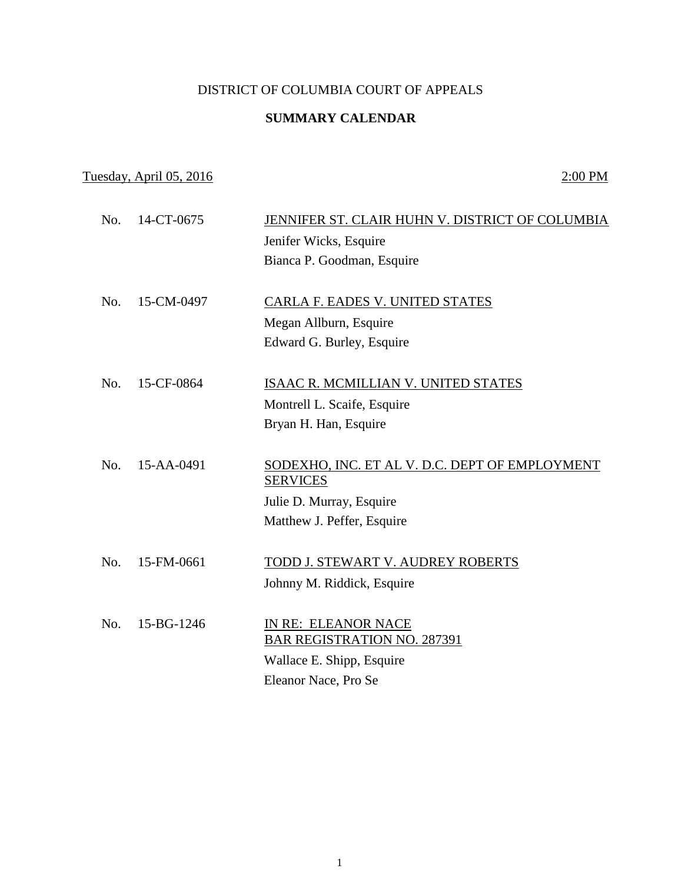# DISTRICT OF COLUMBIA COURT OF APPEALS

## SUMMARY CALENDAR

Tuesday, April 05, 2016 — 2:00 PM

| No. | Case Number | Case |
|---|---|---|
| No. | 14-CT-0675 | JENNIFER ST. CLAIR HUHN V. DISTRICT OF COLUMBIA<br>Jenifer Wicks, Esquire<br>Bianca P. Goodman, Esquire |
| No. | 15-CM-0497 | CARLA F. EADES V. UNITED STATES<br>Megan Allburn, Esquire<br>Edward G. Burley, Esquire |
| No. | 15-CF-0864 | ISAAC R. MCMILLIAN V. UNITED STATES<br>Montrell L. Scaife, Esquire<br>Bryan H. Han, Esquire |
| No. | 15-AA-0491 | SODEXHO, INC. ET AL V. D.C. DEPT OF EMPLOYMENT SERVICES<br>Julie D. Murray, Esquire<br>Matthew J. Peffer, Esquire |
| No. | 15-FM-0661 | TODD J. STEWART V. AUDREY ROBERTS<br>Johnny M. Riddick, Esquire |
| No. | 15-BG-1246 | IN RE: ELEANOR NACE<br>BAR REGISTRATION NO. 287391<br>Wallace E. Shipp, Esquire<br>Eleanor Nace, Pro Se |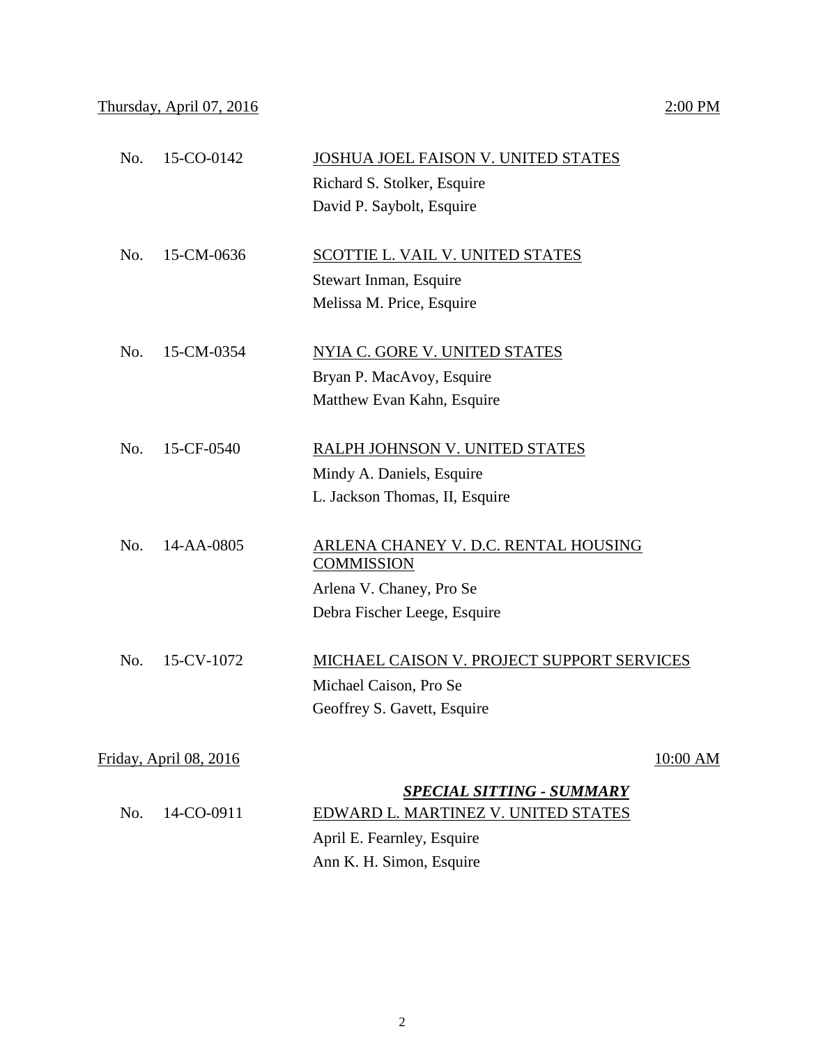Thursday, April 07, 2016 — 2:00 PM

No. 15-CO-0142 — JOSHUA JOEL FAISON V. UNITED STATES
Richard S. Stolker, Esquire
David P. Saybolt, Esquire

No. 15-CM-0636 — SCOTTIE L. VAIL V. UNITED STATES
Stewart Inman, Esquire
Melissa M. Price, Esquire

No. 15-CM-0354 — NYIA C. GORE V. UNITED STATES
Bryan P. MacAvoy, Esquire
Matthew Evan Kahn, Esquire

No. 15-CF-0540 — RALPH JOHNSON V. UNITED STATES
Mindy A. Daniels, Esquire
L. Jackson Thomas, II, Esquire

No. 14-AA-0805 — ARLENA CHANEY V. D.C. RENTAL HOUSING COMMISSION
Arlena V. Chaney, Pro Se
Debra Fischer Leege, Esquire

No. 15-CV-1072 — MICHAEL CAISON V. PROJECT SUPPORT SERVICES
Michael Caison, Pro Se
Geoffrey S. Gavett, Esquire

Friday, April 08, 2016 — 10:00 AM

***SPECIAL SITTING - SUMMARY***

No. 14-CO-0911 — EDWARD L. MARTINEZ V. UNITED STATES
April E. Fearnley, Esquire
Ann K. H. Simon, Esquire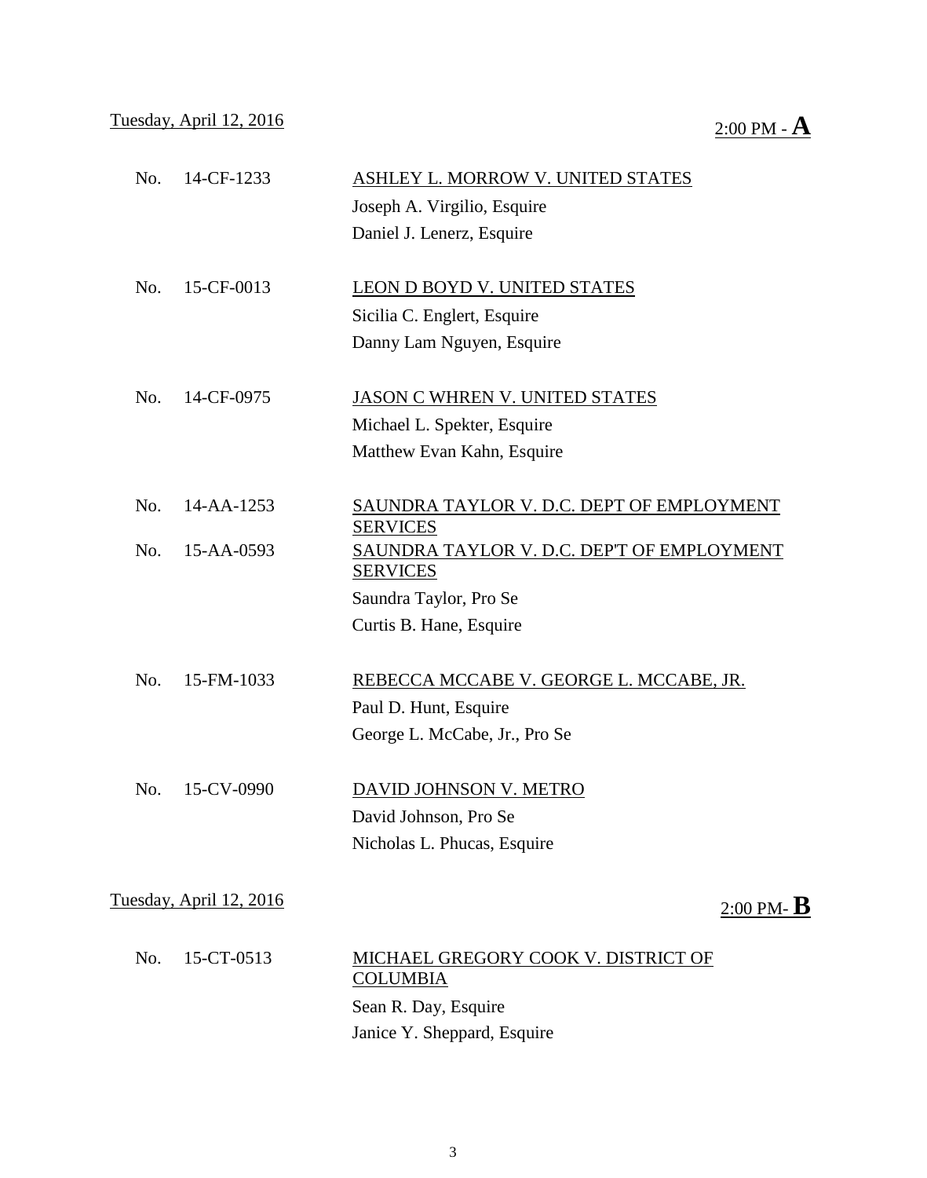Tuesday, April 12, 2016 — 2:00 PM - **A**

| No. | Case Number | Case |
|---|---|---|
| No. | 14-CF-1233 | <u>ASHLEY L. MORROW V. UNITED STATES</u><br>Joseph A. Virgilio, Esquire<br>Daniel J. Lenerz, Esquire |
| No. | 15-CF-0013 | <u>LEON D BOYD V. UNITED STATES</u><br>Sicilia C. Englert, Esquire<br>Danny Lam Nguyen, Esquire |
| No. | 14-CF-0975 | <u>JASON C WHREN V. UNITED STATES</u><br>Michael L. Spekter, Esquire<br>Matthew Evan Kahn, Esquire |
| No. | 14-AA-1253 | <u>SAUNDRA TAYLOR V. D.C. DEPT OF EMPLOYMENT SERVICES</u> |
| No. | 15-AA-0593 | <u>SAUNDRA TAYLOR V. D.C. DEP'T OF EMPLOYMENT SERVICES</u><br>Saundra Taylor, Pro Se<br>Curtis B. Hane, Esquire |
| No. | 15-FM-1033 | <u>REBECCA MCCABE V. GEORGE L. MCCABE, JR.</u><br>Paul D. Hunt, Esquire<br>George L. McCabe, Jr., Pro Se |
| No. | 15-CV-0990 | <u>DAVID JOHNSON V. METRO</u><br>David Johnson, Pro Se<br>Nicholas L. Phucas, Esquire |

Tuesday, April 12, 2016 — 2:00 PM- **B**

| No. | Case Number | Case |
|---|---|---|
| No. | 15-CT-0513 | <u>MICHAEL GREGORY COOK V. DISTRICT OF COLUMBIA</u><br>Sean R. Day, Esquire<br>Janice Y. Sheppard, Esquire |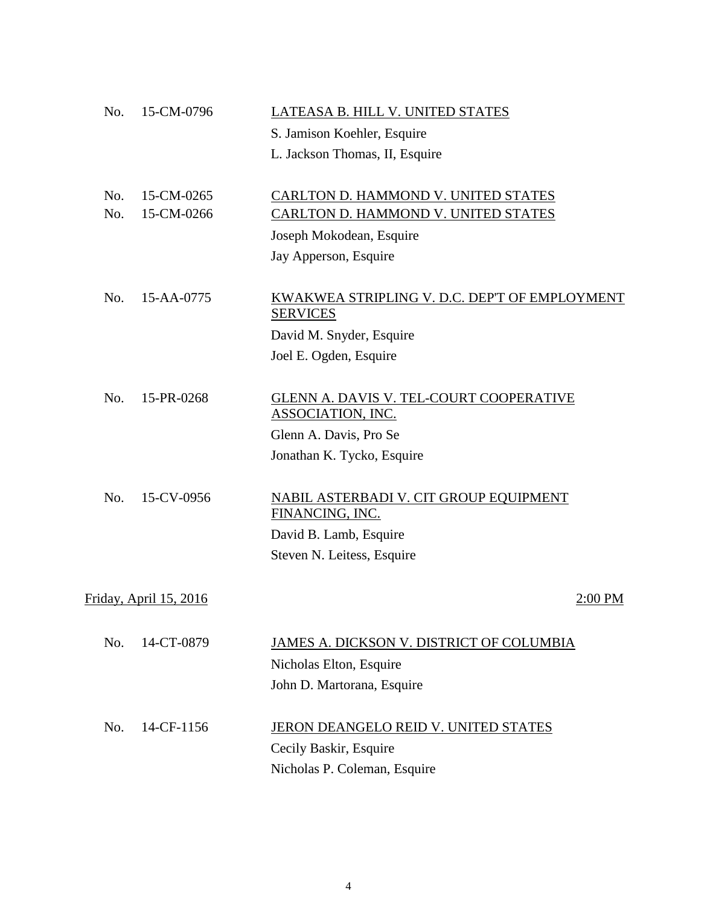No. 15-CM-0796 &nbsp;&nbsp;&nbsp; <u>LATEASA B. HILL V. UNITED STATES</u>

S. Jamison Koehler, Esquire
L. Jackson Thomas, II, Esquire

No. 15-CM-0265 &nbsp;&nbsp;&nbsp; <u>CARLTON D. HAMMOND V. UNITED STATES</u>
No. 15-CM-0266 &nbsp;&nbsp;&nbsp; <u>CARLTON D. HAMMOND V. UNITED STATES</u>

Joseph Mokodean, Esquire
Jay Apperson, Esquire

No. 15-AA-0775 &nbsp;&nbsp;&nbsp; <u>KWAKWEA STRIPLING V. D.C. DEP'T OF EMPLOYMENT SERVICES</u>

David M. Snyder, Esquire
Joel E. Ogden, Esquire

No. 15-PR-0268 &nbsp;&nbsp;&nbsp; <u>GLENN A. DAVIS V. TEL-COURT COOPERATIVE ASSOCIATION, INC.</u>

Glenn A. Davis, Pro Se
Jonathan K. Tycko, Esquire

No. 15-CV-0956 &nbsp;&nbsp;&nbsp; <u>NABIL ASTERBADI V. CIT GROUP EQUIPMENT FINANCING, INC.</u>

David B. Lamb, Esquire
Steven N. Leitess, Esquire

<u>Friday, April 15, 2016</u> &nbsp;&nbsp;&nbsp; <u>2:00 PM</u>

No. 14-CT-0879 &nbsp;&nbsp;&nbsp; <u>JAMES A. DICKSON V. DISTRICT OF COLUMBIA</u>

Nicholas Elton, Esquire
John D. Martorana, Esquire

No. 14-CF-1156 &nbsp;&nbsp;&nbsp; <u>JERON DEANGELO REID V. UNITED STATES</u>

Cecily Baskir, Esquire
Nicholas P. Coleman, Esquire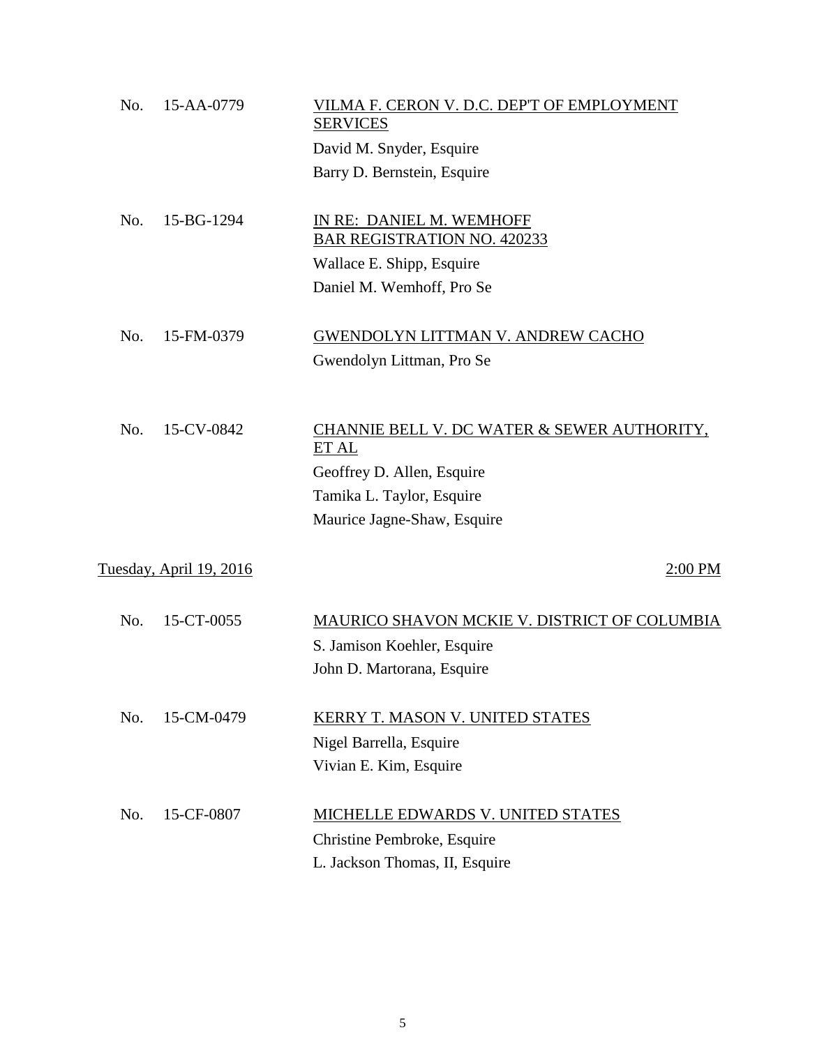No. 15-AA-0779 <u>VILMA F. CERON V. D.C. DEP'T OF EMPLOYMENT SERVICES</u>

David M. Snyder, Esquire
Barry D. Bernstein, Esquire

No. 15-BG-1294 <u>IN RE: DANIEL M. WEMHOFF BAR REGISTRATION NO. 420233</u>

Wallace E. Shipp, Esquire
Daniel M. Wemhoff, Pro Se

No. 15-FM-0379 <u>GWENDOLYN LITTMAN V. ANDREW CACHO</u>

Gwendolyn Littman, Pro Se

No. 15-CV-0842 <u>CHANNIE BELL V. DC WATER & SEWER AUTHORITY, ET AL</u>

Geoffrey D. Allen, Esquire
Tamika L. Taylor, Esquire
Maurice Jagne-Shaw, Esquire

<u>Tuesday, April 19, 2016</u> <u>2:00 PM</u>

No. 15-CT-0055 <u>MAURICO SHAVON MCKIE V. DISTRICT OF COLUMBIA</u>

S. Jamison Koehler, Esquire
John D. Martorana, Esquire

No. 15-CM-0479 <u>KERRY T. MASON V. UNITED STATES</u>

Nigel Barrella, Esquire
Vivian E. Kim, Esquire

No. 15-CF-0807 <u>MICHELLE EDWARDS V. UNITED STATES</u>

Christine Pembroke, Esquire
L. Jackson Thomas, II, Esquire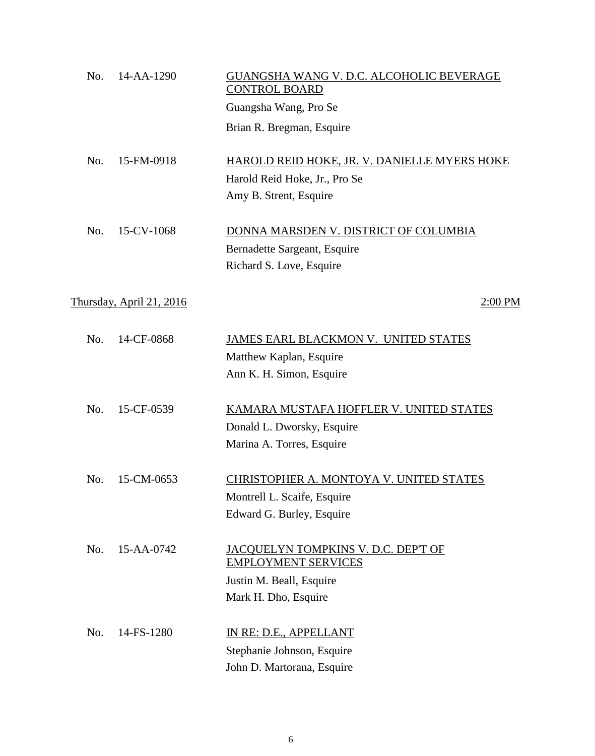No. 14-AA-1290 — <u>GUANGSHA WANG V. D.C. ALCOHOLIC BEVERAGE CONTROL BOARD</u>

Guangsha Wang, Pro Se

Brian R. Bregman, Esquire

No. 15-FM-0918 — <u>HAROLD REID HOKE, JR. V. DANIELLE MYERS HOKE</u>

Harold Reid Hoke, Jr., Pro Se

Amy B. Strent, Esquire

No. 15-CV-1068 — <u>DONNA MARSDEN V. DISTRICT OF COLUMBIA</u>

Bernadette Sargeant, Esquire

Richard S. Love, Esquire

<u>Thursday, April 21, 2016</u> — <u>2:00 PM</u>

No. 14-CF-0868 — <u>JAMES EARL BLACKMON V. UNITED STATES</u>

Matthew Kaplan, Esquire

Ann K. H. Simon, Esquire

No. 15-CF-0539 — <u>KAMARA MUSTAFA HOFFLER V. UNITED STATES</u>

Donald L. Dworsky, Esquire

Marina A. Torres, Esquire

No. 15-CM-0653 — <u>CHRISTOPHER A. MONTOYA V. UNITED STATES</u>

Montrell L. Scaife, Esquire

Edward G. Burley, Esquire

No. 15-AA-0742 — <u>JACQUELYN TOMPKINS V. D.C. DEP'T OF EMPLOYMENT SERVICES</u>

Justin M. Beall, Esquire

Mark H. Dho, Esquire

No. 14-FS-1280 — <u>IN RE: D.E., APPELLANT</u>

Stephanie Johnson, Esquire

John D. Martorana, Esquire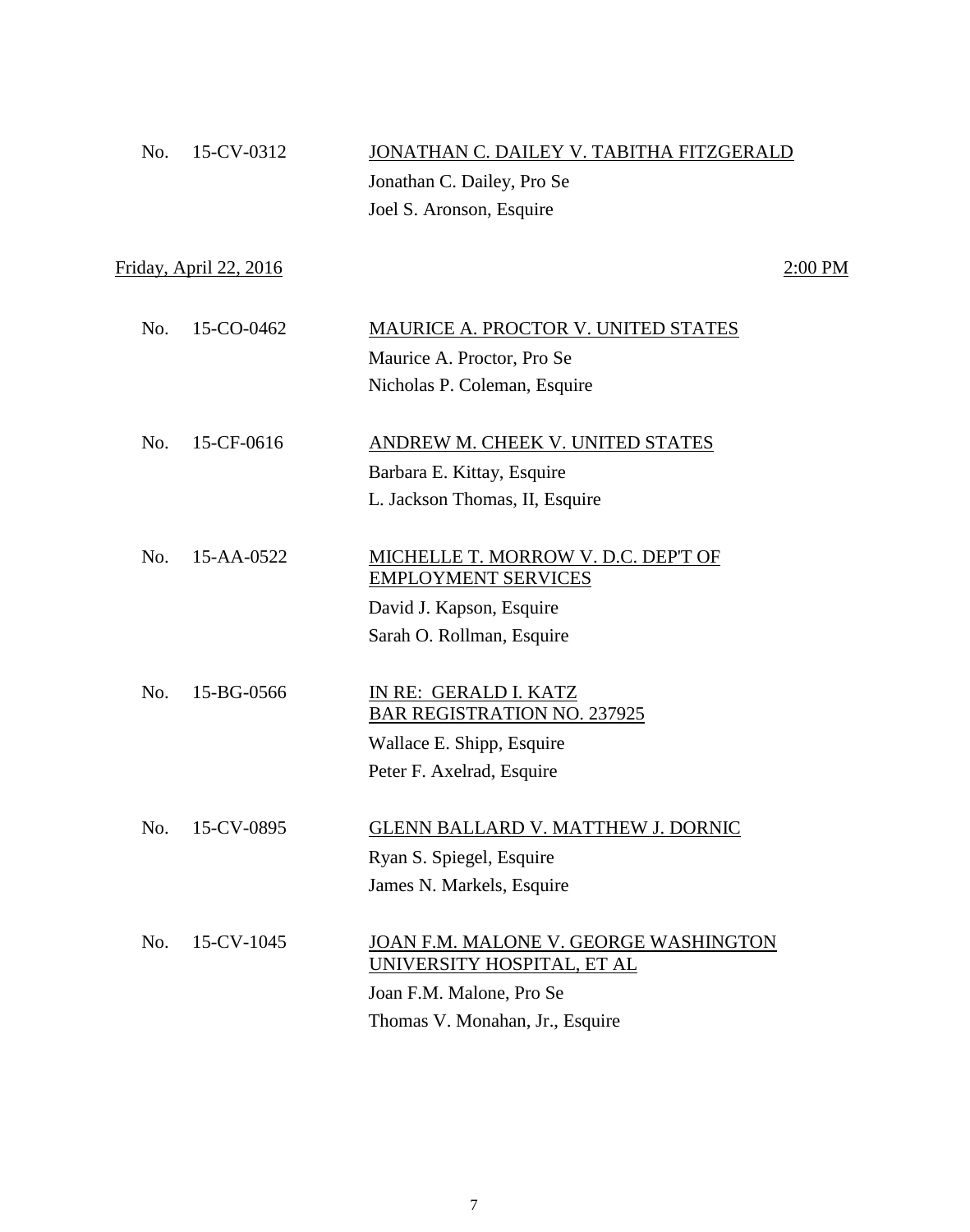No. 15-CV-0312 — <u>JONATHAN C. DAILEY V. TABITHA FITZGERALD</u>
Jonathan C. Dailey, Pro Se
Joel S. Aronson, Esquire

<u>Friday, April 22, 2016</u> — <u>2:00 PM</u>

No. 15-CO-0462 — <u>MAURICE A. PROCTOR V. UNITED STATES</u>
Maurice A. Proctor, Pro Se
Nicholas P. Coleman, Esquire

No. 15-CF-0616 — <u>ANDREW M. CHEEK V. UNITED STATES</u>
Barbara E. Kittay, Esquire
L. Jackson Thomas, II, Esquire

No. 15-AA-0522 — <u>MICHELLE T. MORROW V. D.C. DEP'T OF EMPLOYMENT SERVICES</u>
David J. Kapson, Esquire
Sarah O. Rollman, Esquire

No. 15-BG-0566 — <u>IN RE: GERALD I. KATZ BAR REGISTRATION NO. 237925</u>
Wallace E. Shipp, Esquire
Peter F. Axelrad, Esquire

No. 15-CV-0895 — <u>GLENN BALLARD V. MATTHEW J. DORNIC</u>
Ryan S. Spiegel, Esquire
James N. Markels, Esquire

No. 15-CV-1045 — <u>JOAN F.M. MALONE V. GEORGE WASHINGTON UNIVERSITY HOSPITAL, ET AL</u>
Joan F.M. Malone, Pro Se
Thomas V. Monahan, Jr., Esquire